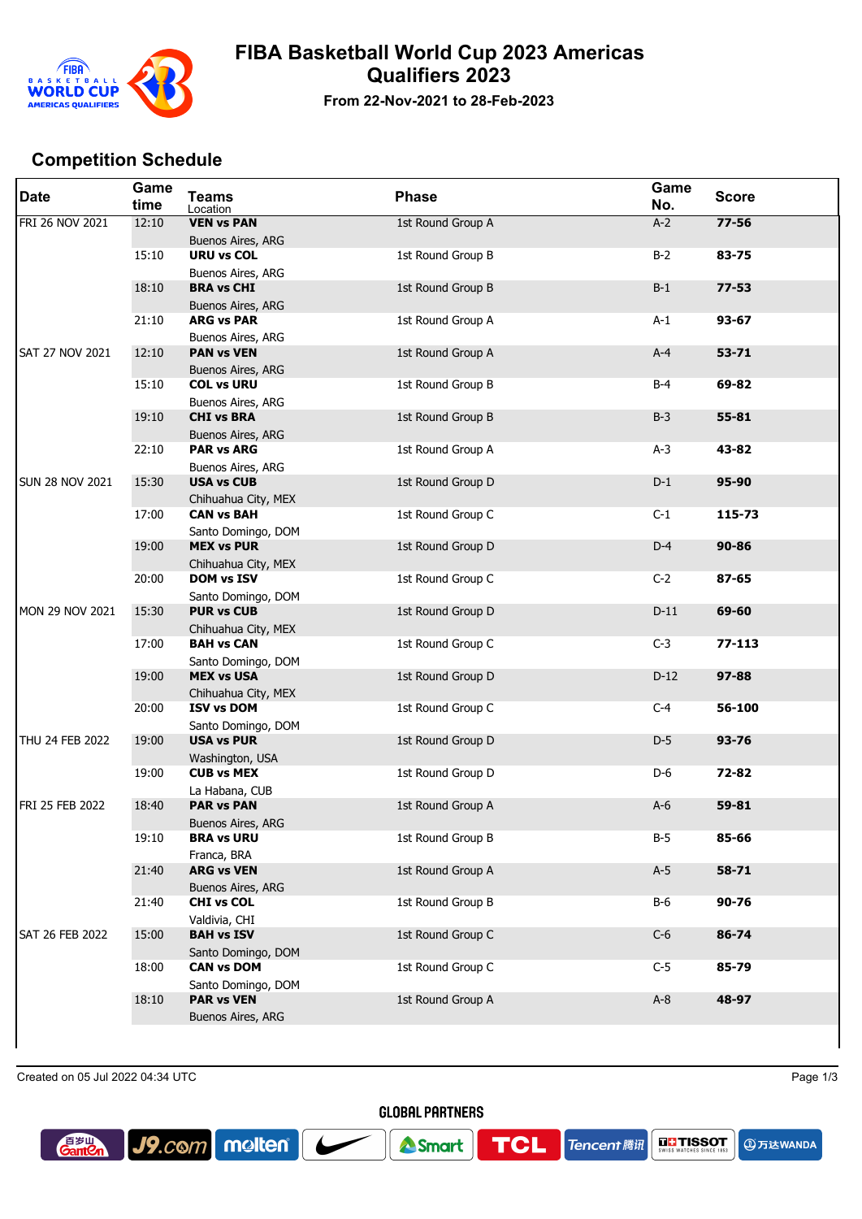# FIBA Basketball World Cup 2023 Americas Qualifiers 2023

**From 22-Nov-2021 to 28-Feb-2023**

## Competition Schedule

| Date | Game time | Teams / Location | Phase | Game No. | Score |
|---|---|---|---|---|---|
| FRI 26 NOV 2021 | 12:10 | **VEN vs PAN** Buenos Aires, ARG | 1st Round Group A | A-2 | **77-56** |
| | 15:10 | **URU vs COL** Buenos Aires, ARG | 1st Round Group B | B-2 | **83-75** |
| | 18:10 | **BRA vs CHI** Buenos Aires, ARG | 1st Round Group B | B-1 | **77-53** |
| | 21:10 | **ARG vs PAR** Buenos Aires, ARG | 1st Round Group A | A-1 | **93-67** |
| SAT 27 NOV 2021 | 12:10 | **PAN vs VEN** Buenos Aires, ARG | 1st Round Group A | A-4 | **53-71** |
| | 15:10 | **COL vs URU** Buenos Aires, ARG | 1st Round Group B | B-4 | **69-82** |
| | 19:10 | **CHI vs BRA** Buenos Aires, ARG | 1st Round Group B | B-3 | **55-81** |
| | 22:10 | **PAR vs ARG** Buenos Aires, ARG | 1st Round Group A | A-3 | **43-82** |
| SUN 28 NOV 2021 | 15:30 | **USA vs CUB** Chihuahua City, MEX | 1st Round Group D | D-1 | **95-90** |
| | 17:00 | **CAN vs BAH** Santo Domingo, DOM | 1st Round Group C | C-1 | **115-73** |
| | 19:00 | **MEX vs PUR** Chihuahua City, MEX | 1st Round Group D | D-4 | **90-86** |
| | 20:00 | **DOM vs ISV** Santo Domingo, DOM | 1st Round Group C | C-2 | **87-65** |
| MON 29 NOV 2021 | 15:30 | **PUR vs CUB** Chihuahua City, MEX | 1st Round Group D | D-11 | **69-60** |
| | 17:00 | **BAH vs CAN** Santo Domingo, DOM | 1st Round Group C | C-3 | **77-113** |
| | 19:00 | **MEX vs USA** Chihuahua City, MEX | 1st Round Group D | D-12 | **97-88** |
| | 20:00 | **ISV vs DOM** Santo Domingo, DOM | 1st Round Group C | C-4 | **56-100** |
| THU 24 FEB 2022 | 19:00 | **USA vs PUR** Washington, USA | 1st Round Group D | D-5 | **93-76** |
| | 19:00 | **CUB vs MEX** La Habana, CUB | 1st Round Group D | D-6 | **72-82** |
| FRI 25 FEB 2022 | 18:40 | **PAR vs PAN** Buenos Aires, ARG | 1st Round Group A | A-6 | **59-81** |
| | 19:10 | **BRA vs URU** Franca, BRA | 1st Round Group B | B-5 | **85-66** |
| | 21:40 | **ARG vs VEN** Buenos Aires, ARG | 1st Round Group A | A-5 | **58-71** |
| | 21:40 | **CHI vs COL** Valdivia, CHI | 1st Round Group B | B-6 | **90-76** |
| SAT 26 FEB 2022 | 15:00 | **BAH vs ISV** Santo Domingo, DOM | 1st Round Group C | C-6 | **86-74** |
| | 18:00 | **CAN vs DOM** Santo Domingo, DOM | 1st Round Group C | C-5 | **85-79** |
| | 18:10 | **PAR vs VEN** Buenos Aires, ARG | 1st Round Group A | A-8 | **48-97** |

Created on 05 Jul 2022 04:34 UTC

GLOBAL PARTNERS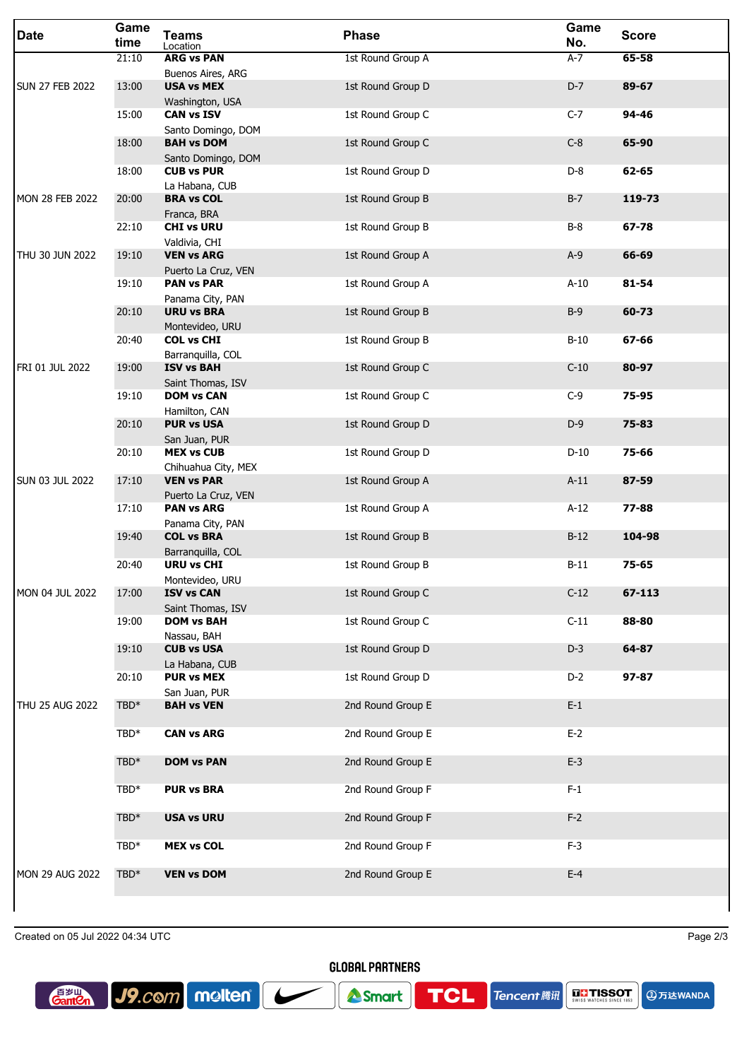| Date | Game time | Teams<br>Location | Phase | Game No. | Score |
|---|---|---|---|---|---|
| | 21:10 | **ARG vs PAN**<br>Buenos Aires, ARG | 1st Round Group A | A-7 | **65-58** |
| SUN 27 FEB 2022 | 13:00 | **USA vs MEX**<br>Washington, USA | 1st Round Group D | D-7 | **89-67** |
| | 15:00 | **CAN vs ISV**<br>Santo Domingo, DOM | 1st Round Group C | C-7 | **94-46** |
| | 18:00 | **BAH vs DOM**<br>Santo Domingo, DOM | 1st Round Group C | C-8 | **65-90** |
| | 18:00 | **CUB vs PUR**<br>La Habana, CUB | 1st Round Group D | D-8 | **62-65** |
| MON 28 FEB 2022 | 20:00 | **BRA vs COL**<br>Franca, BRA | 1st Round Group B | B-7 | **119-73** |
| | 22:10 | **CHI vs URU**<br>Valdivia, CHI | 1st Round Group B | B-8 | **67-78** |
| THU 30 JUN 2022 | 19:10 | **VEN vs ARG**<br>Puerto La Cruz, VEN | 1st Round Group A | A-9 | **66-69** |
| | 19:10 | **PAN vs PAR**<br>Panama City, PAN | 1st Round Group A | A-10 | **81-54** |
| | 20:10 | **URU vs BRA**<br>Montevideo, URU | 1st Round Group B | B-9 | **60-73** |
| | 20:40 | **COL vs CHI**<br>Barranquilla, COL | 1st Round Group B | B-10 | **67-66** |
| FRI 01 JUL 2022 | 19:00 | **ISV vs BAH**<br>Saint Thomas, ISV | 1st Round Group C | C-10 | **80-97** |
| | 19:10 | **DOM vs CAN**<br>Hamilton, CAN | 1st Round Group C | C-9 | **75-95** |
| | 20:10 | **PUR vs USA**<br>San Juan, PUR | 1st Round Group D | D-9 | **75-83** |
| | 20:10 | **MEX vs CUB**<br>Chihuahua City, MEX | 1st Round Group D | D-10 | **75-66** |
| SUN 03 JUL 2022 | 17:10 | **VEN vs PAR**<br>Puerto La Cruz, VEN | 1st Round Group A | A-11 | **87-59** |
| | 17:10 | **PAN vs ARG**<br>Panama City, PAN | 1st Round Group A | A-12 | **77-88** |
| | 19:40 | **COL vs BRA**<br>Barranquilla, COL | 1st Round Group B | B-12 | **104-98** |
| | 20:40 | **URU vs CHI**<br>Montevideo, URU | 1st Round Group B | B-11 | **75-65** |
| MON 04 JUL 2022 | 17:00 | **ISV vs CAN**<br>Saint Thomas, ISV | 1st Round Group C | C-12 | **67-113** |
| | 19:00 | **DOM vs BAH**<br>Nassau, BAH | 1st Round Group C | C-11 | **88-80** |
| | 19:10 | **CUB vs USA**<br>La Habana, CUB | 1st Round Group D | D-3 | **64-87** |
| | 20:10 | **PUR vs MEX**<br>San Juan, PUR | 1st Round Group D | D-2 | **97-87** |
| THU 25 AUG 2022 | TBD* | **BAH vs VEN** | 2nd Round Group E | E-1 | |
| | TBD* | **CAN vs ARG** | 2nd Round Group E | E-2 | |
| | TBD* | **DOM vs PAN** | 2nd Round Group E | E-3 | |
| | TBD* | **PUR vs BRA** | 2nd Round Group F | F-1 | |
| | TBD* | **USA vs URU** | 2nd Round Group F | F-2 | |
| | TBD* | **MEX vs COL** | 2nd Round Group F | F-3 | |
| MON 29 AUG 2022 | TBD* | **VEN vs DOM** | 2nd Round Group E | E-4 | |

Created on 05 Jul 2022 04:34 UTC

GLOBAL PARTNERS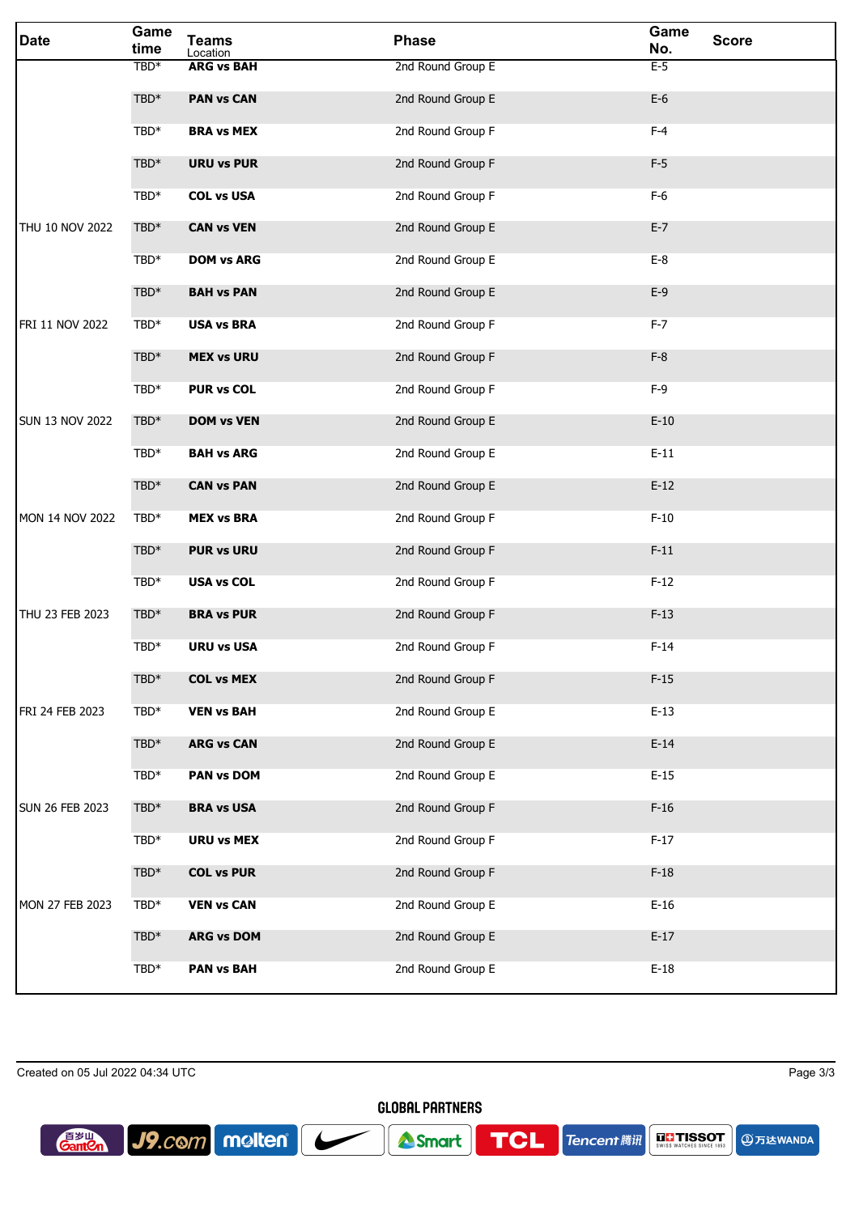| Date | Game time | Teams Location | Phase | Game No. | Score |
|---|---|---|---|---|---|
| | TBD* | **ARG vs BAH** | 2nd Round Group E | E-5 | |
| | TBD* | **PAN vs CAN** | 2nd Round Group E | E-6 | |
| | TBD* | **BRA vs MEX** | 2nd Round Group F | F-4 | |
| | TBD* | **URU vs PUR** | 2nd Round Group F | F-5 | |
| | TBD* | **COL vs USA** | 2nd Round Group F | F-6 | |
| THU 10 NOV 2022 | TBD* | **CAN vs VEN** | 2nd Round Group E | E-7 | |
| | TBD* | **DOM vs ARG** | 2nd Round Group E | E-8 | |
| | TBD* | **BAH vs PAN** | 2nd Round Group E | E-9 | |
| FRI 11 NOV 2022 | TBD* | **USA vs BRA** | 2nd Round Group F | F-7 | |
| | TBD* | **MEX vs URU** | 2nd Round Group F | F-8 | |
| | TBD* | **PUR vs COL** | 2nd Round Group F | F-9 | |
| SUN 13 NOV 2022 | TBD* | **DOM vs VEN** | 2nd Round Group E | E-10 | |
| | TBD* | **BAH vs ARG** | 2nd Round Group E | E-11 | |
| | TBD* | **CAN vs PAN** | 2nd Round Group E | E-12 | |
| MON 14 NOV 2022 | TBD* | **MEX vs BRA** | 2nd Round Group F | F-10 | |
| | TBD* | **PUR vs URU** | 2nd Round Group F | F-11 | |
| | TBD* | **USA vs COL** | 2nd Round Group F | F-12 | |
| THU 23 FEB 2023 | TBD* | **BRA vs PUR** | 2nd Round Group F | F-13 | |
| | TBD* | **URU vs USA** | 2nd Round Group F | F-14 | |
| | TBD* | **COL vs MEX** | 2nd Round Group F | F-15 | |
| FRI 24 FEB 2023 | TBD* | **VEN vs BAH** | 2nd Round Group E | E-13 | |
| | TBD* | **ARG vs CAN** | 2nd Round Group E | E-14 | |
| | TBD* | **PAN vs DOM** | 2nd Round Group E | E-15 | |
| SUN 26 FEB 2023 | TBD* | **BRA vs USA** | 2nd Round Group F | F-16 | |
| | TBD* | **URU vs MEX** | 2nd Round Group F | F-17 | |
| | TBD* | **COL vs PUR** | 2nd Round Group F | F-18 | |
| MON 27 FEB 2023 | TBD* | **VEN vs CAN** | 2nd Round Group E | E-16 | |
| | TBD* | **ARG vs DOM** | 2nd Round Group E | E-17 | |
| | TBD* | **PAN vs BAH** | 2nd Round Group E | E-18 | |

Created on 05 Jul 2022 04:34 UTC

GLOBAL PARTNERS